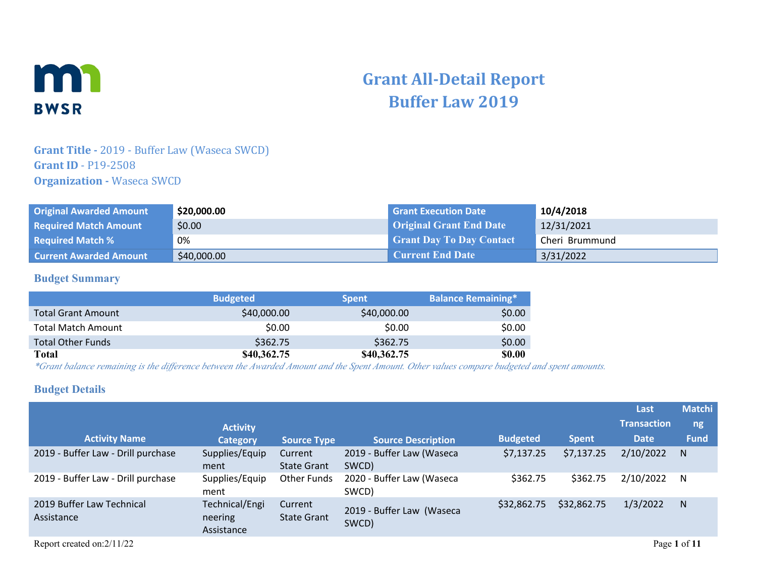BWSR

# Grant All-Detail Report
# Buffer Law 2019

**Grant Title -** 2019 - Buffer Law (Waseca SWCD)
**Grant ID** - P19-2508
**Organization -** Waseca SWCD

| | | | |
|---|---|---|---|
| **Original Awarded Amount** | **$20,000.00** | **Grant Execution Date** | **10/4/2018** |
| **Required Match Amount** | $0.00 | **Original Grant End Date** | 12/31/2021 |
| **Required Match %** | 0% | **Grant Day To Day Contact** | Cheri Brummund |
| **Current Awarded Amount** | $40,000.00 | **Current End Date** | 3/31/2022 |

## Budget Summary

| | Budgeted | Spent | Balance Remaining* |
|---|---|---|---|
| Total Grant Amount | $40,000.00 | $40,000.00 | $0.00 |
| Total Match Amount | $0.00 | $0.00 | $0.00 |
| Total Other Funds | $362.75 | $362.75 | $0.00 |
| **Total** | **$40,362.75** | **$40,362.75** | **$0.00** |

*\*Grant balance remaining is the difference between the Awarded Amount and the Spent Amount. Other values compare budgeted and spent amounts.*

## Budget Details

| Activity Name | Activity Category | Source Type | Source Description | Budgeted | Spent | Last Transaction Date | Matching Fund |
|---|---|---|---|---|---|---|---|
| 2019 - Buffer Law - Drill purchase | Supplies/Equipment | Current State Grant | 2019 - Buffer Law (Waseca SWCD) | $7,137.25 | $7,137.25 | 2/10/2022 | N |
| 2019 - Buffer Law - Drill purchase | Supplies/Equipment | Other Funds | 2020 - Buffer Law (Waseca SWCD) | $362.75 | $362.75 | 2/10/2022 | N |
| 2019 Buffer Law Technical Assistance | Technical/Engineering Assistance | Current State Grant | 2019 - Buffer Law (Waseca SWCD) | $32,862.75 | $32,862.75 | 1/3/2022 | N |

Report created on:2/11/22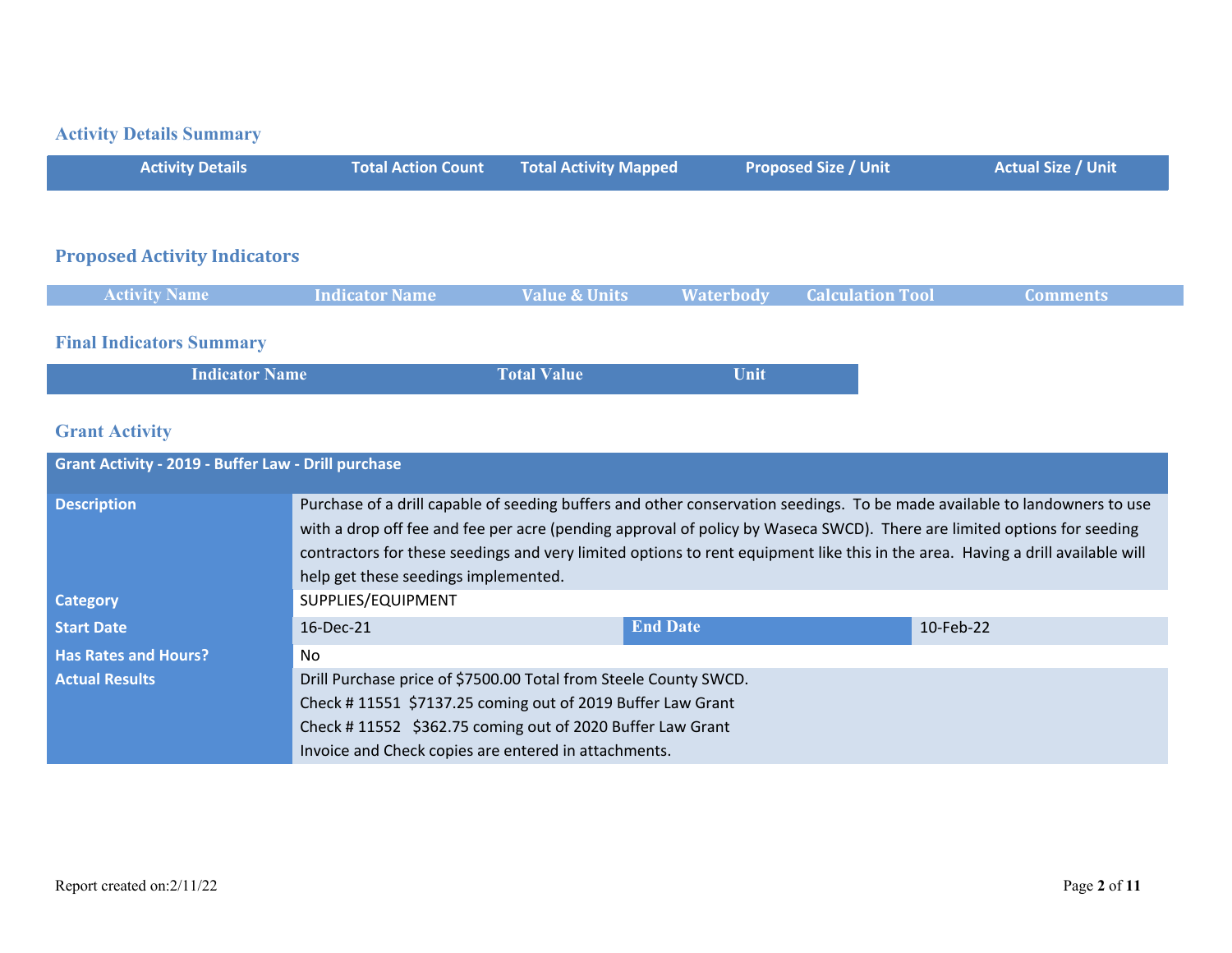## Activity Details Summary

| Activity Details | Total Action Count | Total Activity Mapped | Proposed Size / Unit | Actual Size / Unit |
|---|---|---|---|---|

## Proposed Activity Indicators

| Activity Name | Indicator Name | Value & Units | Waterbody | Calculation Tool | Comments |
|---|---|---|---|---|---|

## Final Indicators Summary

| Indicator Name | Total Value | Unit |
|---|---|---|

## Grant Activity

| Grant Activity - 2019 - Buffer Law - Drill purchase | | | |
|---|---|---|---|
| **Description** | Purchase of a drill capable of seeding buffers and other conservation seedings. To be made available to landowners to use with a drop off fee and fee per acre (pending approval of policy by Waseca SWCD). There are limited options for seeding contractors for these seedings and very limited options to rent equipment like this in the area. Having a drill available will help get these seedings implemented. | | |
| **Category** | SUPPLIES/EQUIPMENT | | |
| **Start Date** | 16-Dec-21 | **End Date** | 10-Feb-22 |
| **Has Rates and Hours?** | No | | |
| **Actual Results** | Drill Purchase price of $7500.00 Total from Steele County SWCD.<br>Check # 11551 $7137.25 coming out of 2019 Buffer Law Grant<br>Check # 11552 $362.75 coming out of 2020 Buffer Law Grant<br>Invoice and Check copies are entered in attachments. | | |

Report created on:2/11/22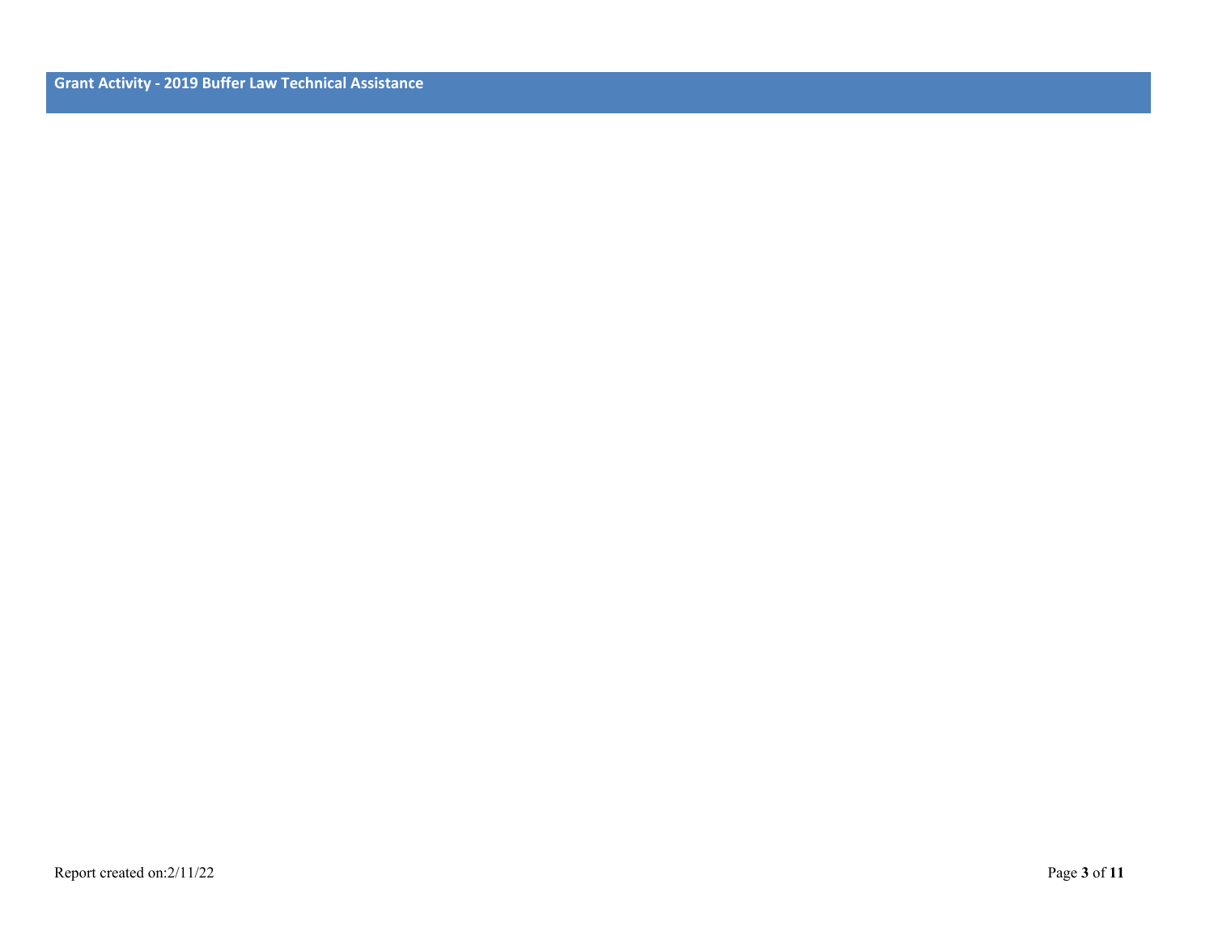## Grant Activity - 2019 Buffer Law Technical Assistance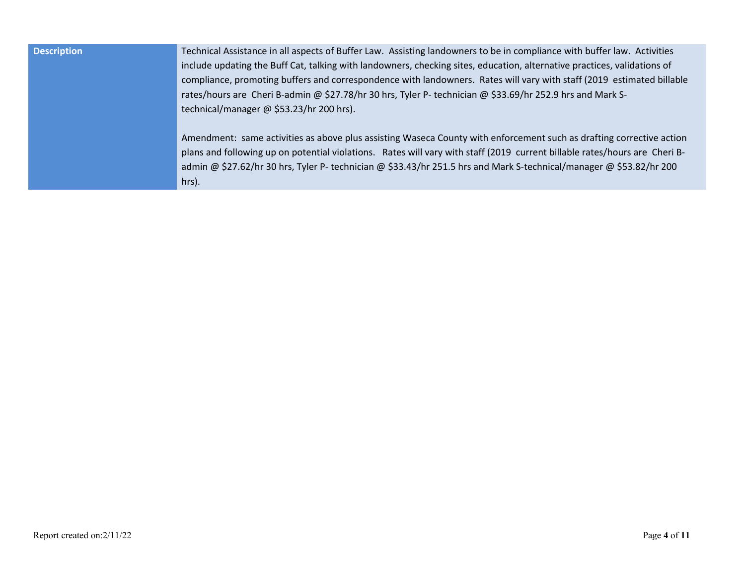| Description | Technical Assistance in all aspects of Buffer Law. Assisting landowners to be in compliance with buffer law. Activities include updating the Buff Cat, talking with landowners, checking sites, education, alternative practices, validations of compliance, promoting buffers and correspondence with landowners. Rates will vary with staff (2019 estimated billable rates/hours are Cheri B-admin @ $27.78/hr 30 hrs, Tyler P- technician @ $33.69/hr 252.9 hrs and Mark S-technical/manager @ $53.23/hr 200 hrs).<br><br>Amendment: same activities as above plus assisting Waseca County with enforcement such as drafting corrective action plans and following up on potential violations. Rates will vary with staff (2019 current billable rates/hours are Cheri B-admin @ $27.62/hr 30 hrs, Tyler P- technician @ $33.43/hr 251.5 hrs and Mark S-technical/manager @ $53.82/hr 200 hrs). |
|---|---|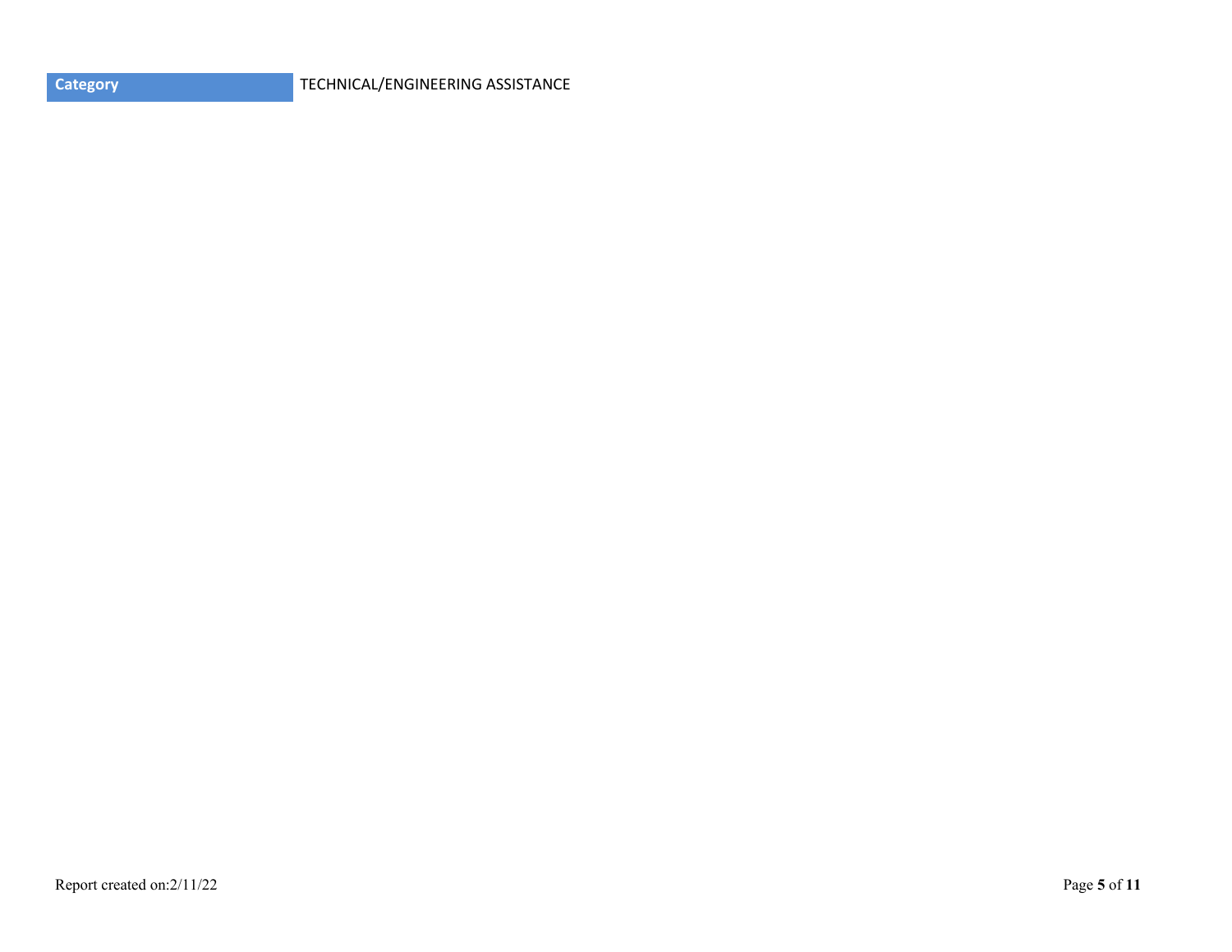| Category | TECHNICAL/ENGINEERING ASSISTANCE |
| --- | --- |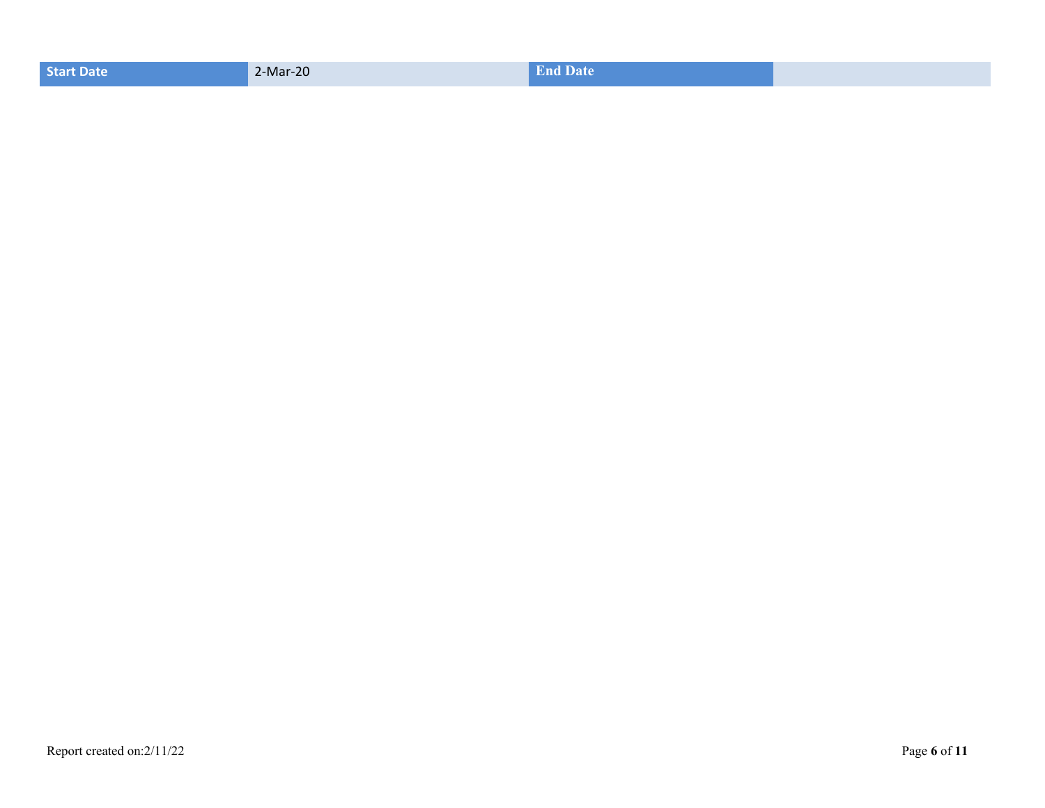| Start Date | 2-Mar-20 | End Date | |
|---|---|---|---|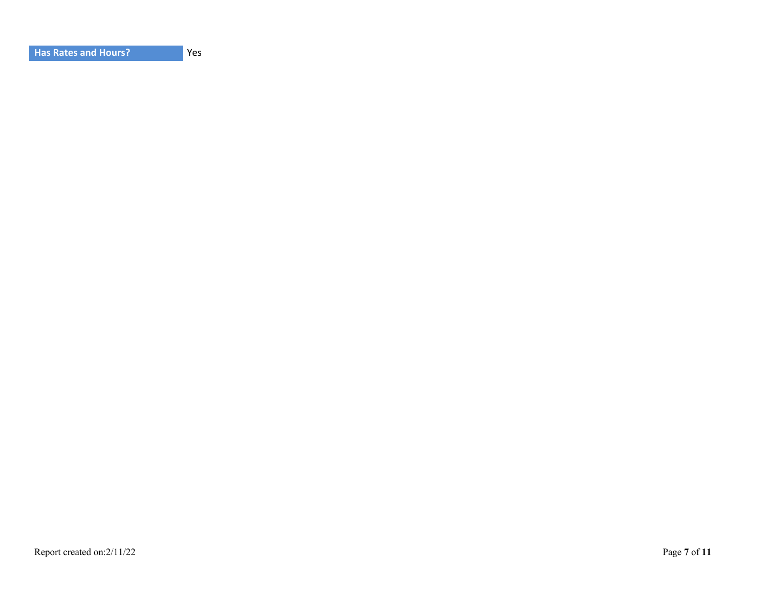| Has Rates and Hours? | Yes |
| --- | --- |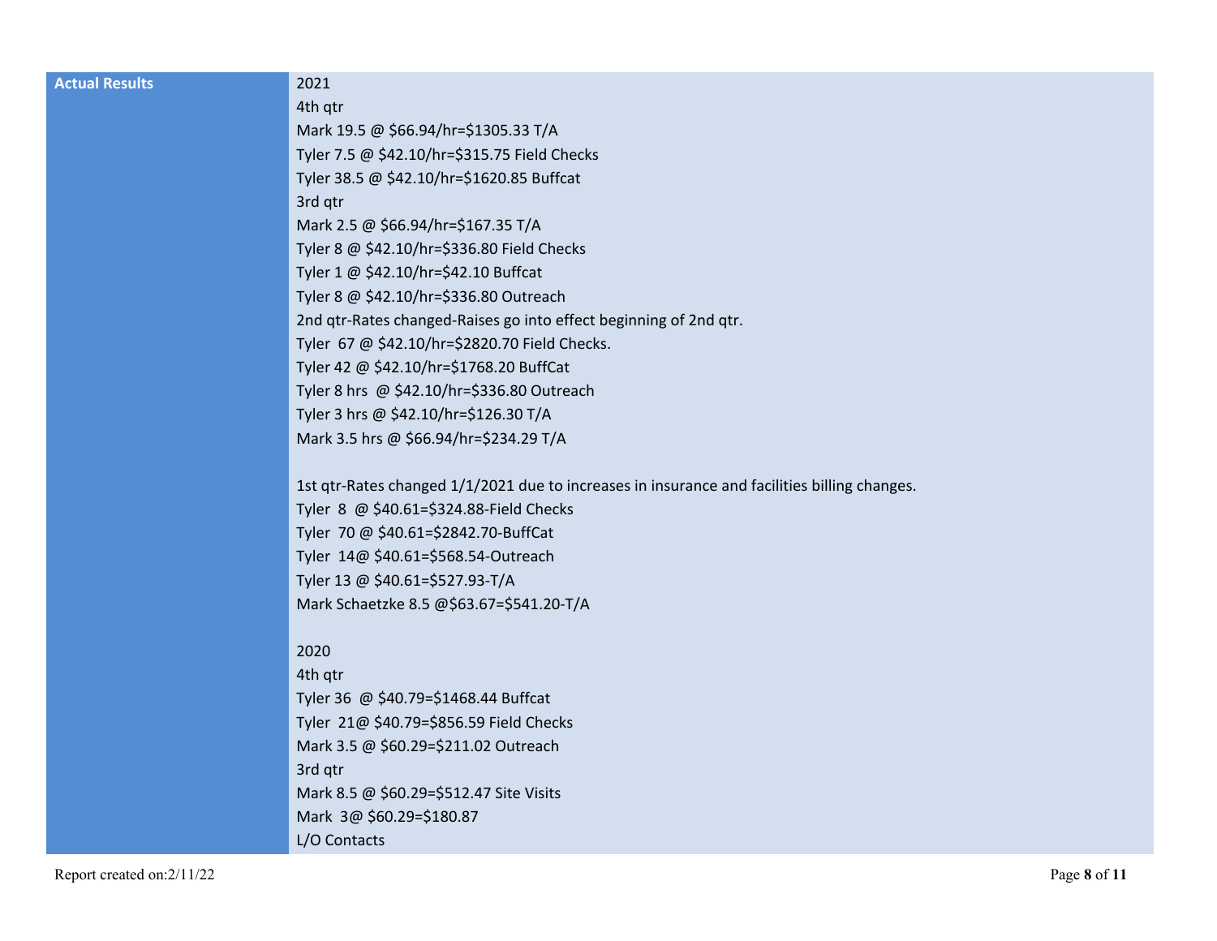| Actual Results | 2021<br>4th qtr<br>Mark 19.5 @ $66.94/hr=$1305.33 T/A<br>Tyler 7.5 @ $42.10/hr=$315.75 Field Checks<br>Tyler 38.5 @ $42.10/hr=$1620.85 Buffcat<br>3rd qtr<br>Mark 2.5 @ $66.94/hr=$167.35 T/A<br>Tyler 8 @ $42.10/hr=$336.80 Field Checks<br>Tyler 1 @ $42.10/hr=$42.10 Buffcat<br>Tyler 8 @ $42.10/hr=$336.80 Outreach<br>2nd qtr-Rates changed-Raises go into effect beginning of 2nd qtr.<br>Tyler 67 @ $42.10/hr=$2820.70 Field Checks.<br>Tyler 42 @ $42.10/hr=$1768.20 BuffCat<br>Tyler 8 hrs @ $42.10/hr=$336.80 Outreach<br>Tyler 3 hrs @ $42.10/hr=$126.30 T/A<br>Mark 3.5 hrs @ $66.94/hr=$234.29 T/A<br><br>1st qtr-Rates changed 1/1/2021 due to increases in insurance and facilities billing changes.<br>Tyler 8 @ $40.61=$324.88-Field Checks<br>Tyler 70 @ $40.61=$2842.70-BuffCat<br>Tyler 14@ $40.61=$568.54-Outreach<br>Tyler 13 @ $40.61=$527.93-T/A<br>Mark Schaetzke 8.5 @$63.67=$541.20-T/A<br><br>2020<br>4th qtr<br>Tyler 36 @ $40.79=$1468.44 Buffcat<br>Tyler 21@ $40.79=$856.59 Field Checks<br>Mark 3.5 @ $60.29=$211.02 Outreach<br>3rd qtr<br>Mark 8.5 @ $60.29=$512.47 Site Visits<br>Mark 3@ $60.29=$180.87<br>L/O Contacts |
|---|---|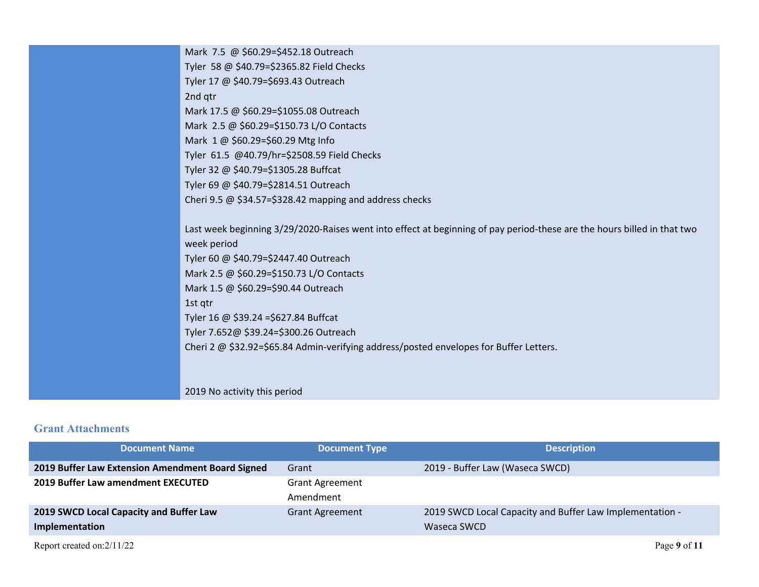| | |
|---|---|
| | Mark 7.5 @ $60.29=$452.18 Outreach<br>Tyler 58 @ $40.79=$2365.82 Field Checks<br>Tyler 17 @ $40.79=$693.43 Outreach<br>2nd qtr<br>Mark 17.5 @ $60.29=$1055.08 Outreach<br>Mark 2.5 @ $60.29=$150.73 L/O Contacts<br>Mark 1 @ $60.29=$60.29 Mtg Info<br>Tyler 61.5 @40.79/hr=$2508.59 Field Checks<br>Tyler 32 @ $40.79=$1305.28 Buffcat<br>Tyler 69 @ $40.79=$2814.51 Outreach<br>Cheri 9.5 @ $34.57=$328.42 mapping and address checks<br><br>Last week beginning 3/29/2020-Raises went into effect at beginning of pay period-these are the hours billed in that two week period<br>Tyler 60 @ $40.79=$2447.40 Outreach<br>Mark 2.5 @ $60.29=$150.73 L/O Contacts<br>Mark 1.5 @ $60.29=$90.44 Outreach<br>1st qtr<br>Tyler 16 @ $39.24 =$627.84 Buffcat<br>Tyler 7.652@ $39.24=$300.26 Outreach<br>Cheri 2 @ $32.92=$65.84 Admin-verifying address/posted envelopes for Buffer Letters.<br><br><br>2019 No activity this period |

## Grant Attachments

| Document Name | Document Type | Description |
|---|---|---|
| **2019 Buffer Law Extension Amendment Board Signed** | Grant | 2019 - Buffer Law (Waseca SWCD) |
| **2019 Buffer Law amendment EXECUTED** | Grant Agreement Amendment | |
| **2019 SWCD Local Capacity and Buffer Law Implementation** | Grant Agreement | 2019 SWCD Local Capacity and Buffer Law Implementation - Waseca SWCD |

Report created on:2/11/22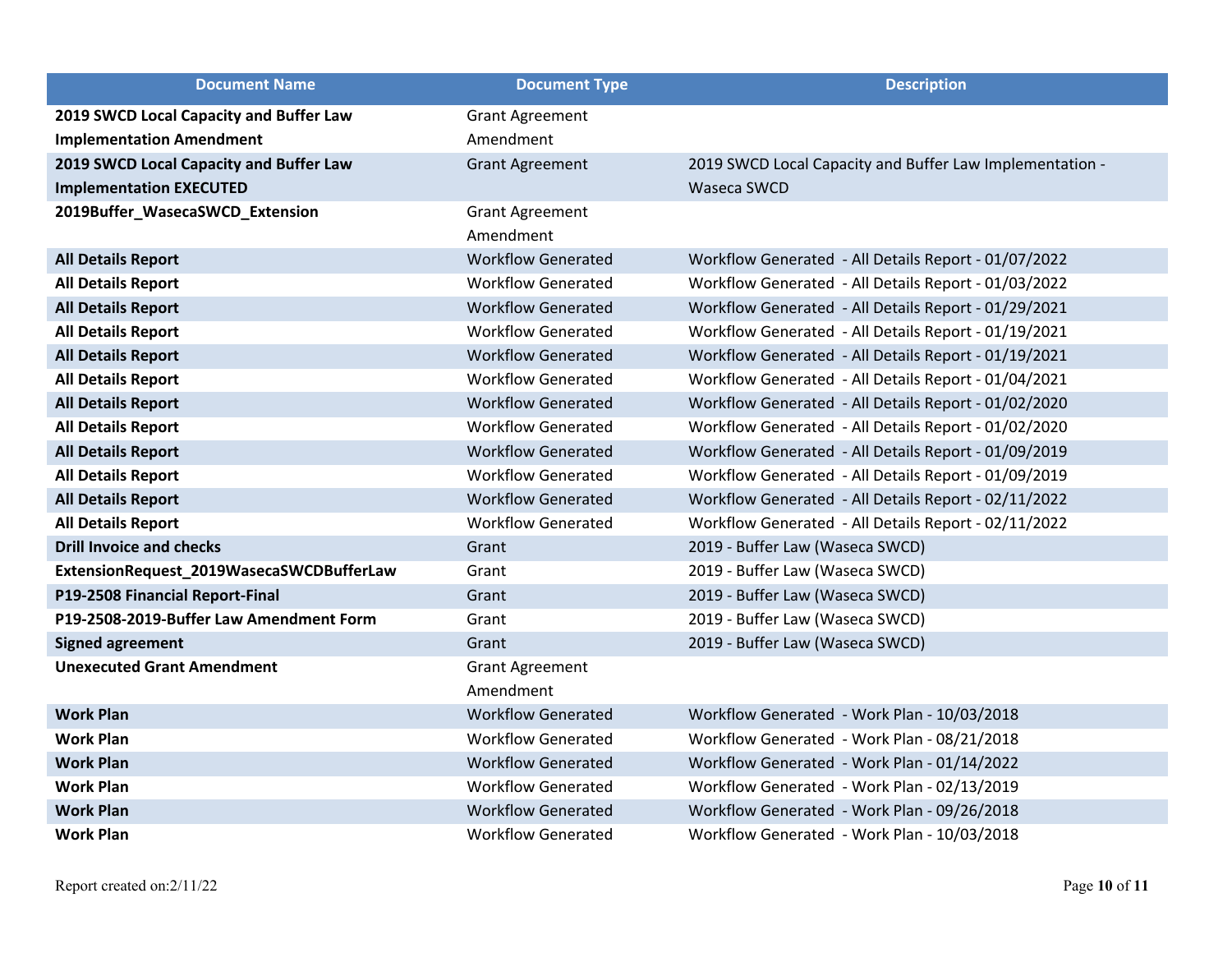| Document Name | Document Type | Description |
| --- | --- | --- |
| **2019 SWCD Local Capacity and Buffer Law Implementation Amendment** | Grant Agreement Amendment | |
| **2019 SWCD Local Capacity and Buffer Law Implementation EXECUTED** | Grant Agreement | 2019 SWCD Local Capacity and Buffer Law Implementation - Waseca SWCD |
| **2019Buffer_WasecaSWCD_Extension** | Grant Agreement Amendment | |
| **All Details Report** | Workflow Generated | Workflow Generated - All Details Report - 01/07/2022 |
| **All Details Report** | Workflow Generated | Workflow Generated - All Details Report - 01/03/2022 |
| **All Details Report** | Workflow Generated | Workflow Generated - All Details Report - 01/29/2021 |
| **All Details Report** | Workflow Generated | Workflow Generated - All Details Report - 01/19/2021 |
| **All Details Report** | Workflow Generated | Workflow Generated - All Details Report - 01/19/2021 |
| **All Details Report** | Workflow Generated | Workflow Generated - All Details Report - 01/04/2021 |
| **All Details Report** | Workflow Generated | Workflow Generated - All Details Report - 01/02/2020 |
| **All Details Report** | Workflow Generated | Workflow Generated - All Details Report - 01/02/2020 |
| **All Details Report** | Workflow Generated | Workflow Generated - All Details Report - 01/09/2019 |
| **All Details Report** | Workflow Generated | Workflow Generated - All Details Report - 01/09/2019 |
| **All Details Report** | Workflow Generated | Workflow Generated - All Details Report - 02/11/2022 |
| **All Details Report** | Workflow Generated | Workflow Generated - All Details Report - 02/11/2022 |
| **Drill Invoice and checks** | Grant | 2019 - Buffer Law (Waseca SWCD) |
| **ExtensionRequest_2019WasecaSWCDBufferLaw** | Grant | 2019 - Buffer Law (Waseca SWCD) |
| **P19-2508 Financial Report-Final** | Grant | 2019 - Buffer Law (Waseca SWCD) |
| **P19-2508-2019-Buffer Law Amendment Form** | Grant | 2019 - Buffer Law (Waseca SWCD) |
| **Signed agreement** | Grant | 2019 - Buffer Law (Waseca SWCD) |
| **Unexecuted Grant Amendment** | Grant Agreement Amendment | |
| **Work Plan** | Workflow Generated | Workflow Generated - Work Plan - 10/03/2018 |
| **Work Plan** | Workflow Generated | Workflow Generated - Work Plan - 08/21/2018 |
| **Work Plan** | Workflow Generated | Workflow Generated - Work Plan - 01/14/2022 |
| **Work Plan** | Workflow Generated | Workflow Generated - Work Plan - 02/13/2019 |
| **Work Plan** | Workflow Generated | Workflow Generated - Work Plan - 09/26/2018 |
| **Work Plan** | Workflow Generated | Workflow Generated - Work Plan - 10/03/2018 |

Report created on:2/11/22